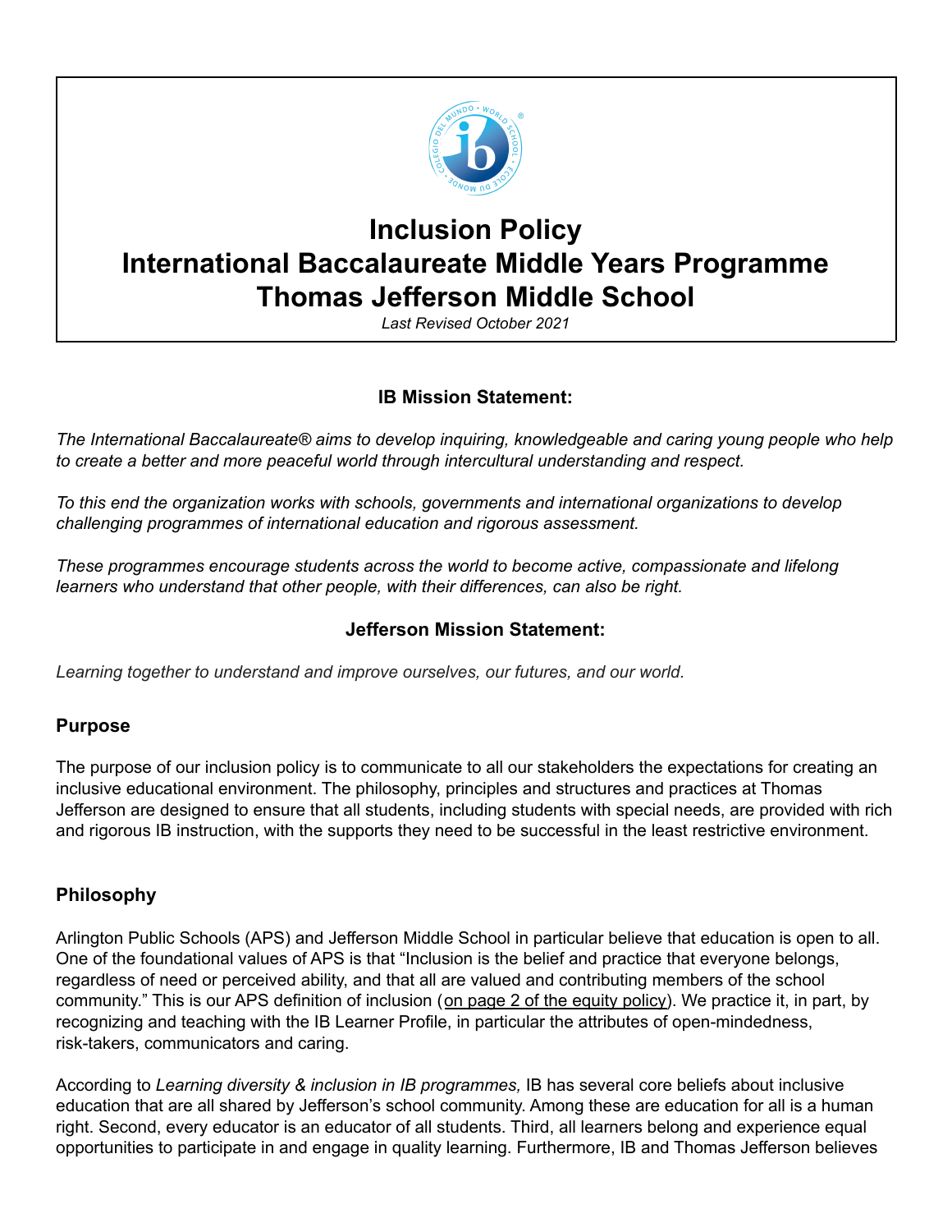# Inclusion Policy
# International Baccalaureate Middle Years Programme
# Thomas Jefferson Middle School

*Last Revised October 2021*

### IB Mission Statement:

*The International Baccalaureate® aims to develop inquiring, knowledgeable and caring young people who help to create a better and more peaceful world through intercultural understanding and respect.*

*To this end the organization works with schools, governments and international organizations to develop challenging programmes of international education and rigorous assessment.*

*These programmes encourage students across the world to become active, compassionate and lifelong learners who understand that other people, with their differences, can also be right.*

### Jefferson Mission Statement:

*Learning together to understand and improve ourselves, our futures, and our world.*

## Purpose

The purpose of our inclusion policy is to communicate to all our stakeholders the expectations for creating an inclusive educational environment. The philosophy, principles and structures and practices at Thomas Jefferson are designed to ensure that all students, including students with special needs, are provided with rich and rigorous IB instruction, with the supports they need to be successful in the least restrictive environment.

## Philosophy

Arlington Public Schools (APS) and Jefferson Middle School in particular believe that education is open to all. One of the foundational values of APS is that "Inclusion is the belief and practice that everyone belongs, regardless of need or perceived ability, and that all are valued and contributing members of the school community." This is our APS definition of inclusion (on page 2 of the equity policy). We practice it, in part, by recognizing and teaching with the IB Learner Profile, in particular the attributes of open-mindedness, risk-takers, communicators and caring.

According to *Learning diversity & inclusion in IB programmes,* IB has several core beliefs about inclusive education that are all shared by Jefferson's school community. Among these are education for all is a human right. Second, every educator is an educator of all students. Third, all learners belong and experience equal opportunities to participate in and engage in quality learning. Furthermore, IB and Thomas Jefferson believes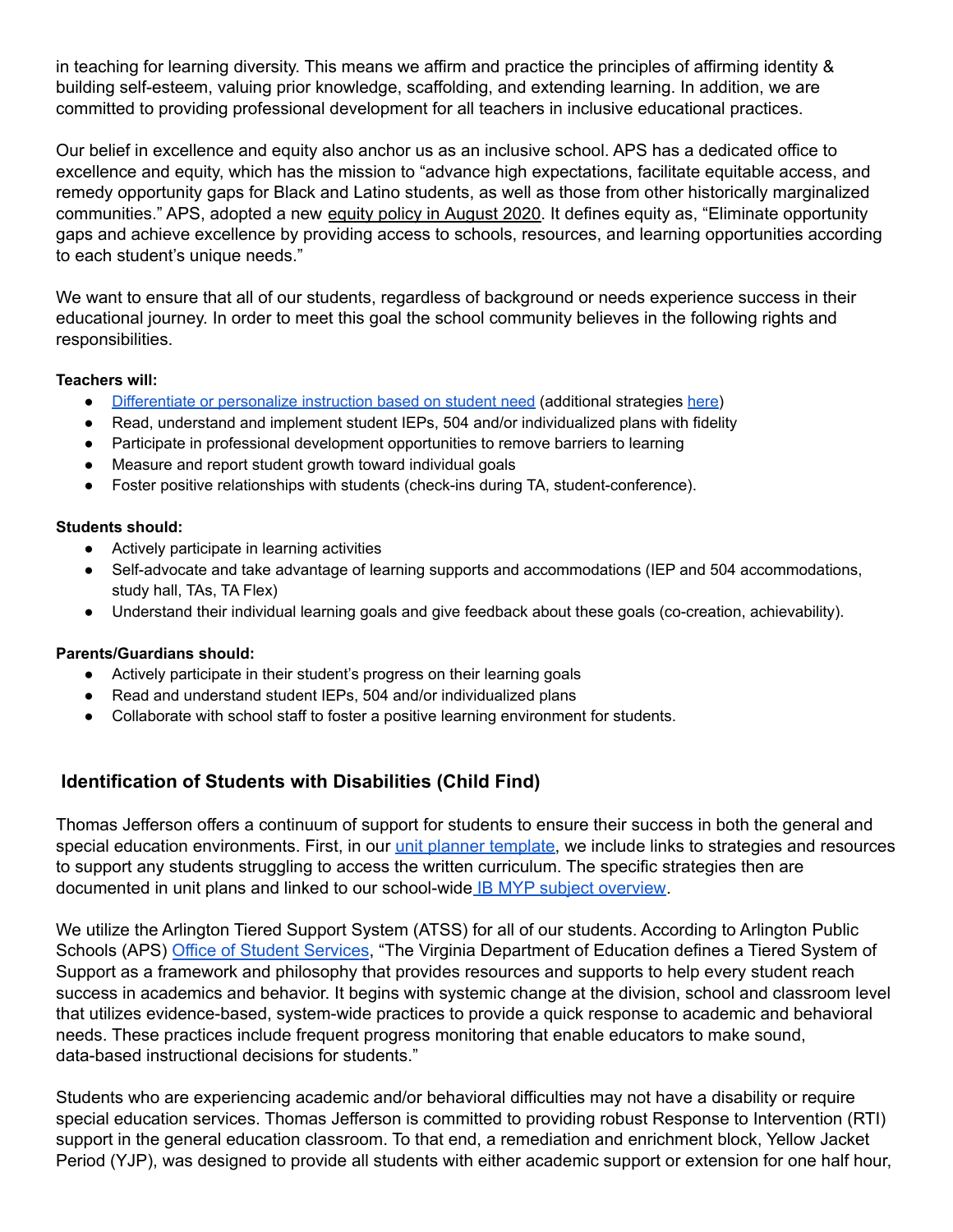in teaching for learning diversity. This means we affirm and practice the principles of affirming identity & building self-esteem, valuing prior knowledge, scaffolding, and extending learning. In addition, we are committed to providing professional development for all teachers in inclusive educational practices.

Our belief in excellence and equity also anchor us as an inclusive school. APS has a dedicated office to excellence and equity, which has the mission to "advance high expectations, facilitate equitable access, and remedy opportunity gaps for Black and Latino students, as well as those from other historically marginalized communities." APS, adopted a new equity policy in August 2020. It defines equity as, "Eliminate opportunity gaps and achieve excellence by providing access to schools, resources, and learning opportunities according to each student's unique needs."

We want to ensure that all of our students, regardless of background or needs experience success in their educational journey. In order to meet this goal the school community believes in the following rights and responsibilities.

**Teachers will:**

- Differentiate or personalize instruction based on student need (additional strategies here)
- Read, understand and implement student IEPs, 504 and/or individualized plans with fidelity
- Participate in professional development opportunities to remove barriers to learning
- Measure and report student growth toward individual goals
- Foster positive relationships with students (check-ins during TA, student-conference).

**Students should:**

- Actively participate in learning activities
- Self-advocate and take advantage of learning supports and accommodations (IEP and 504 accommodations, study hall, TAs, TA Flex)
- Understand their individual learning goals and give feedback about these goals (co-creation, achievability).

**Parents/Guardians should:**

- Actively participate in their student's progress on their learning goals
- Read and understand student IEPs, 504 and/or individualized plans
- Collaborate with school staff to foster a positive learning environment for students.

## Identification of Students with Disabilities (Child Find)

Thomas Jefferson offers a continuum of support for students to ensure their success in both the general and special education environments. First, in our unit planner template, we include links to strategies and resources to support any students struggling to access the written curriculum. The specific strategies then are documented in unit plans and linked to our school-wide IB MYP subject overview.

We utilize the Arlington Tiered Support System (ATSS) for all of our students. According to Arlington Public Schools (APS) Office of Student Services, "The Virginia Department of Education defines a Tiered System of Support as a framework and philosophy that provides resources and supports to help every student reach success in academics and behavior. It begins with systemic change at the division, school and classroom level that utilizes evidence-based, system-wide practices to provide a quick response to academic and behavioral needs. These practices include frequent progress monitoring that enable educators to make sound, data-based instructional decisions for students."

Students who are experiencing academic and/or behavioral difficulties may not have a disability or require special education services. Thomas Jefferson is committed to providing robust Response to Intervention (RTI) support in the general education classroom. To that end, a remediation and enrichment block, Yellow Jacket Period (YJP), was designed to provide all students with either academic support or extension for one half hour,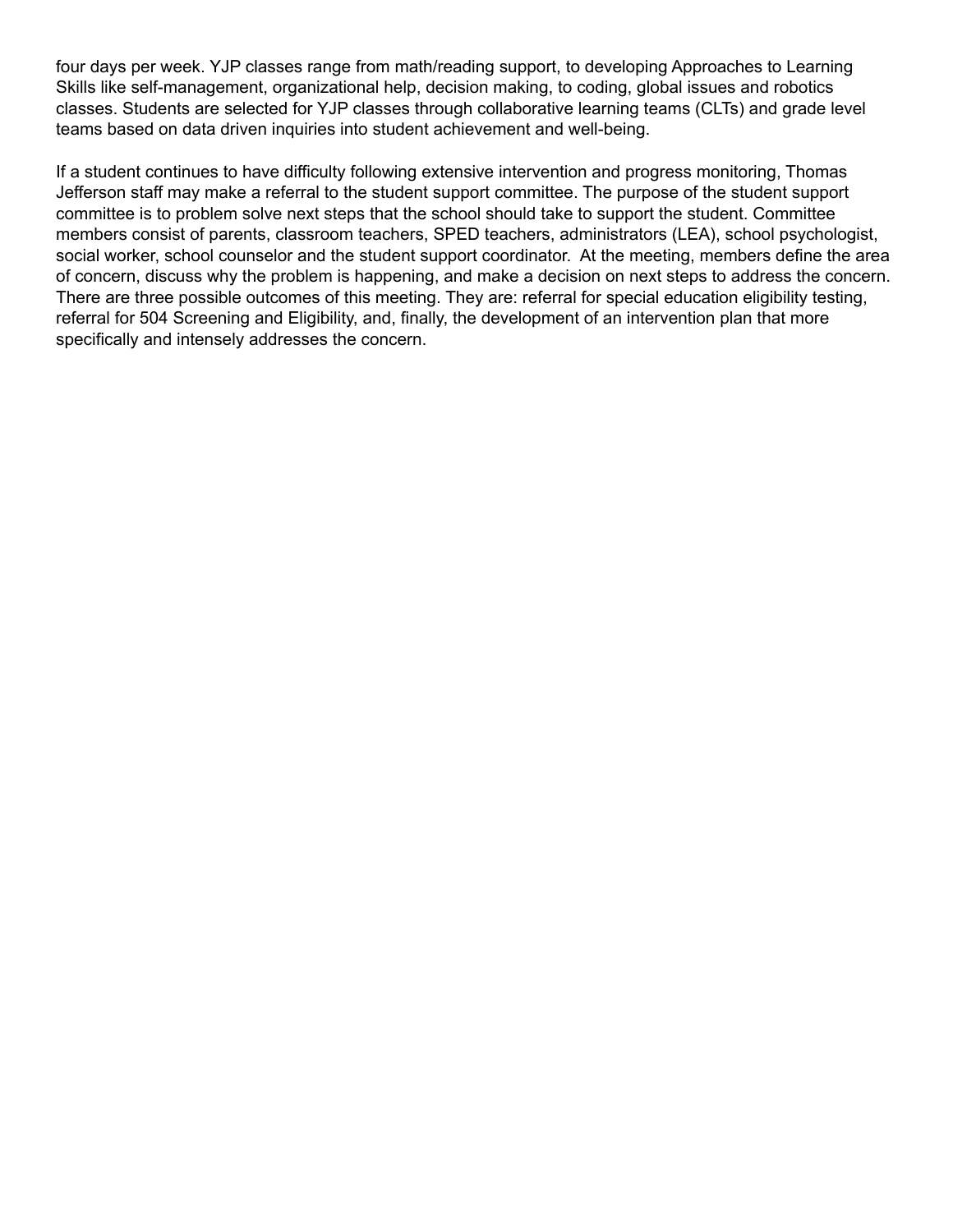four days per week. YJP classes range from math/reading support, to developing Approaches to Learning Skills like self-management, organizational help, decision making, to coding, global issues and robotics classes. Students are selected for YJP classes through collaborative learning teams (CLTs) and grade level teams based on data driven inquiries into student achievement and well-being.

If a student continues to have difficulty following extensive intervention and progress monitoring, Thomas Jefferson staff may make a referral to the student support committee. The purpose of the student support committee is to problem solve next steps that the school should take to support the student. Committee members consist of parents, classroom teachers, SPED teachers, administrators (LEA), school psychologist, social worker, school counselor and the student support coordinator. At the meeting, members define the area of concern, discuss why the problem is happening, and make a decision on next steps to address the concern. There are three possible outcomes of this meeting. They are: referral for special education eligibility testing, referral for 504 Screening and Eligibility, and, finally, the development of an intervention plan that more specifically and intensely addresses the concern.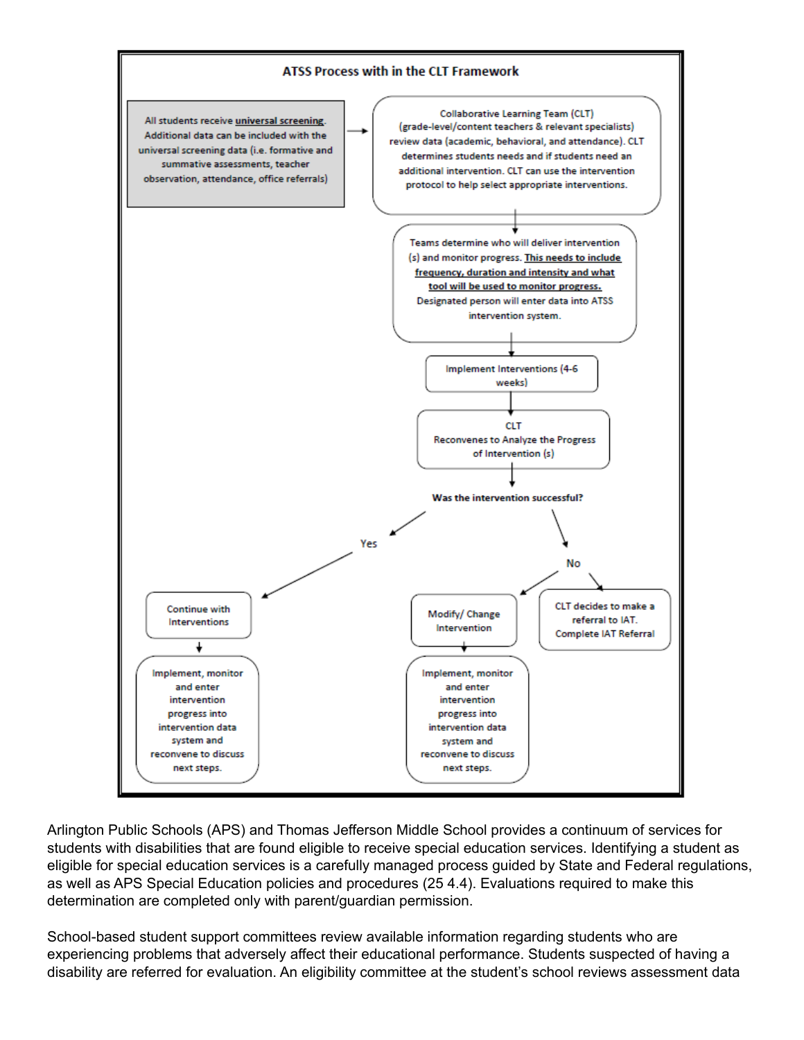### ATSS Process with in the CLT Framework

All students receive **universal screening**. Additional data can be included with the universal screening data (i.e. formative and summative assessments, teacher observation, attendance, office referrals)

→ Collaborative Learning Team (CLT) (grade-level/content teachers & relevant specialists) review data (academic, behavioral, and attendance). CLT determines students needs and if students need an additional intervention. CLT can use the intervention protocol to help select appropriate interventions.

↓

Teams determine who will deliver intervention (s) and monitor progress. **This needs to include frequency, duration and intensity and what tool will be used to monitor progress.** Designated person will enter data into ATSS intervention system.

↓

Implement Interventions (4-6 weeks)

↓

CLT Reconvenes to Analyze the Progress of Intervention (s)

↓

**Was the intervention successful?**

- **Yes** → Continue with Interventions → Implement, monitor and enter intervention progress into intervention data system and reconvene to discuss next steps.
- **No**
  - → Modify/ Change Intervention → Implement, monitor and enter intervention progress into intervention data system and reconvene to discuss next steps.
  - → CLT decides to make a referral to IAT. Complete IAT Referral

Arlington Public Schools (APS) and Thomas Jefferson Middle School provides a continuum of services for students with disabilities that are found eligible to receive special education services. Identifying a student as eligible for special education services is a carefully managed process guided by State and Federal regulations, as well as APS Special Education policies and procedures (25 4.4). Evaluations required to make this determination are completed only with parent/guardian permission.

School-based student support committees review available information regarding students who are experiencing problems that adversely affect their educational performance. Students suspected of having a disability are referred for evaluation. An eligibility committee at the student's school reviews assessment data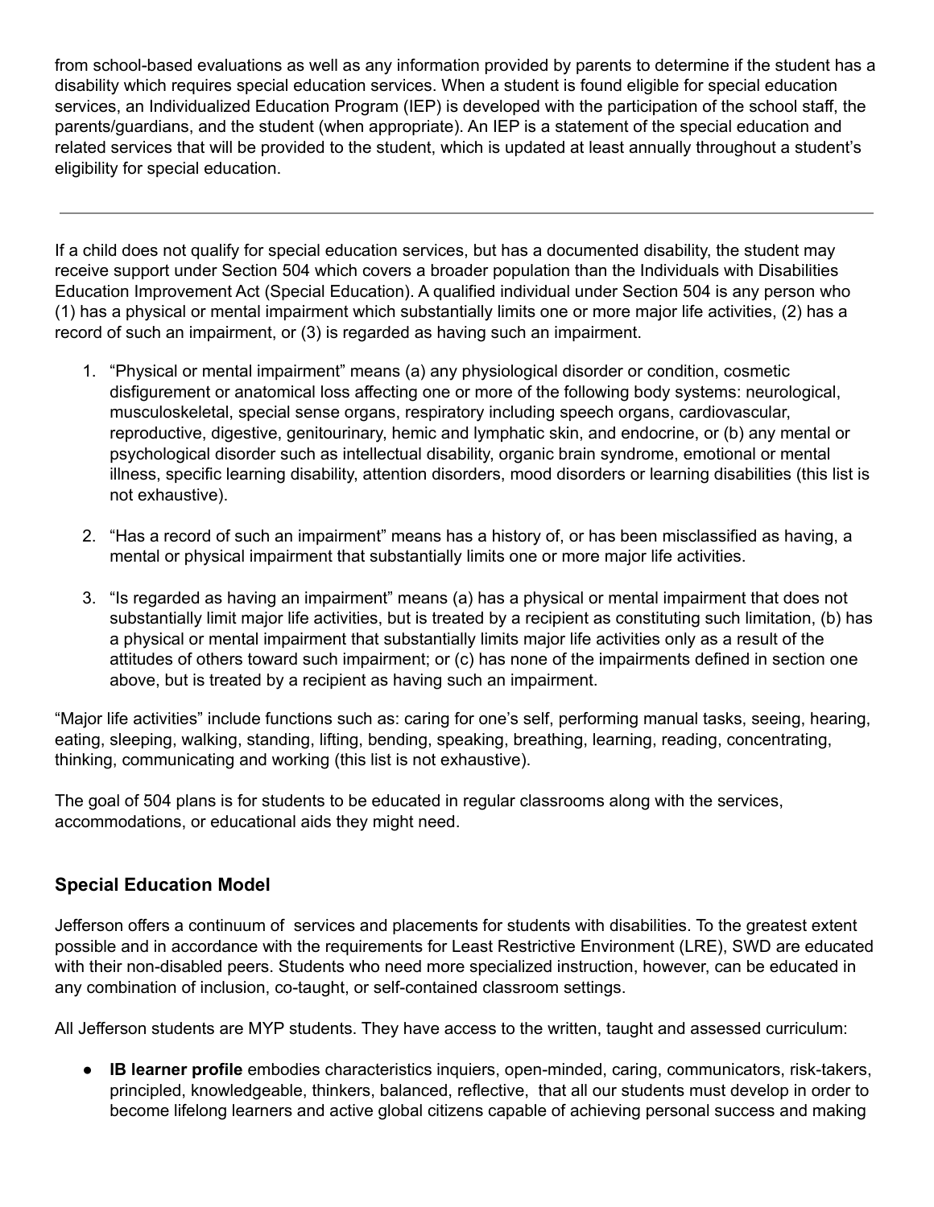from school-based evaluations as well as any information provided by parents to determine if the student has a disability which requires special education services. When a student is found eligible for special education services, an Individualized Education Program (IEP) is developed with the participation of the school staff, the parents/guardians, and the student (when appropriate). An IEP is a statement of the special education and related services that will be provided to the student, which is updated at least annually throughout a student's eligibility for special education.

---

If a child does not qualify for special education services, but has a documented disability, the student may receive support under Section 504 which covers a broader population than the Individuals with Disabilities Education Improvement Act (Special Education). A qualified individual under Section 504 is any person who (1) has a physical or mental impairment which substantially limits one or more major life activities, (2) has a record of such an impairment, or (3) is regarded as having such an impairment.

1. "Physical or mental impairment" means (a) any physiological disorder or condition, cosmetic disfigurement or anatomical loss affecting one or more of the following body systems: neurological, musculoskeletal, special sense organs, respiratory including speech organs, cardiovascular, reproductive, digestive, genitourinary, hemic and lymphatic skin, and endocrine, or (b) any mental or psychological disorder such as intellectual disability, organic brain syndrome, emotional or mental illness, specific learning disability, attention disorders, mood disorders or learning disabilities (this list is not exhaustive).

2. "Has a record of such an impairment" means has a history of, or has been misclassified as having, a mental or physical impairment that substantially limits one or more major life activities.

3. "Is regarded as having an impairment" means (a) has a physical or mental impairment that does not substantially limit major life activities, but is treated by a recipient as constituting such limitation, (b) has a physical or mental impairment that substantially limits major life activities only as a result of the attitudes of others toward such impairment; or (c) has none of the impairments defined in section one above, but is treated by a recipient as having such an impairment.

"Major life activities" include functions such as: caring for one's self, performing manual tasks, seeing, hearing, eating, sleeping, walking, standing, lifting, bending, speaking, breathing, learning, reading, concentrating, thinking, communicating and working (this list is not exhaustive).

The goal of 504 plans is for students to be educated in regular classrooms along with the services, accommodations, or educational aids they might need.

### Special Education Model

Jefferson offers a continuum of services and placements for students with disabilities. To the greatest extent possible and in accordance with the requirements for Least Restrictive Environment (LRE), SWD are educated with their non-disabled peers. Students who need more specialized instruction, however, can be educated in any combination of inclusion, co-taught, or self-contained classroom settings.

All Jefferson students are MYP students. They have access to the written, taught and assessed curriculum:

- **IB learner profile** embodies characteristics inquiers, open-minded, caring, communicators, risk-takers, principled, knowledgeable, thinkers, balanced, reflective, that all our students must develop in order to become lifelong learners and active global citizens capable of achieving personal success and making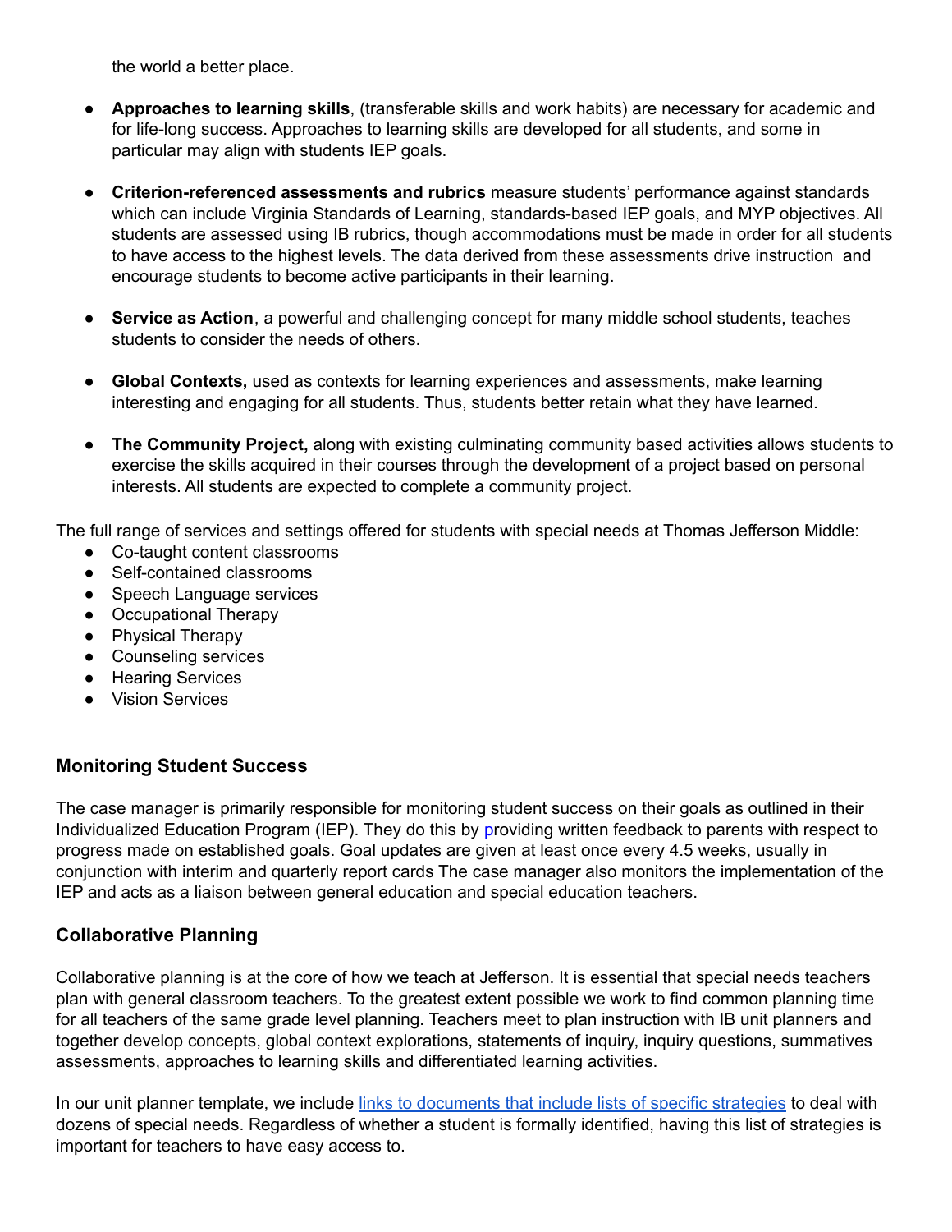the world a better place.

- **Approaches to learning skills**, (transferable skills and work habits) are necessary for academic and for life-long success. Approaches to learning skills are developed for all students, and some in particular may align with students IEP goals.

- **Criterion-referenced assessments and rubrics** measure students' performance against standards which can include Virginia Standards of Learning, standards-based IEP goals, and MYP objectives. All students are assessed using IB rubrics, though accommodations must be made in order for all students to have access to the highest levels. The data derived from these assessments drive instruction and encourage students to become active participants in their learning.

- **Service as Action**, a powerful and challenging concept for many middle school students, teaches students to consider the needs of others.

- **Global Contexts,** used as contexts for learning experiences and assessments, make learning interesting and engaging for all students. Thus, students better retain what they have learned.

- **The Community Project,** along with existing culminating community based activities allows students to exercise the skills acquired in their courses through the development of a project based on personal interests. All students are expected to complete a community project.

The full range of services and settings offered for students with special needs at Thomas Jefferson Middle:

- Co-taught content classrooms
- Self-contained classrooms
- Speech Language services
- Occupational Therapy
- Physical Therapy
- Counseling services
- Hearing Services
- Vision Services

### Monitoring Student Success

The case manager is primarily responsible for monitoring student success on their goals as outlined in their Individualized Education Program (IEP). They do this by providing written feedback to parents with respect to progress made on established goals. Goal updates are given at least once every 4.5 weeks, usually in conjunction with interim and quarterly report cards The case manager also monitors the implementation of the IEP and acts as a liaison between general education and special education teachers.

### Collaborative Planning

Collaborative planning is at the core of how we teach at Jefferson. It is essential that special needs teachers plan with general classroom teachers. To the greatest extent possible we work to find common planning time for all teachers of the same grade level planning. Teachers meet to plan instruction with IB unit planners and together develop concepts, global context explorations, statements of inquiry, inquiry questions, summatives assessments, approaches to learning skills and differentiated learning activities.

In our unit planner template, we include links to documents that include lists of specific strategies to deal with dozens of special needs. Regardless of whether a student is formally identified, having this list of strategies is important for teachers to have easy access to.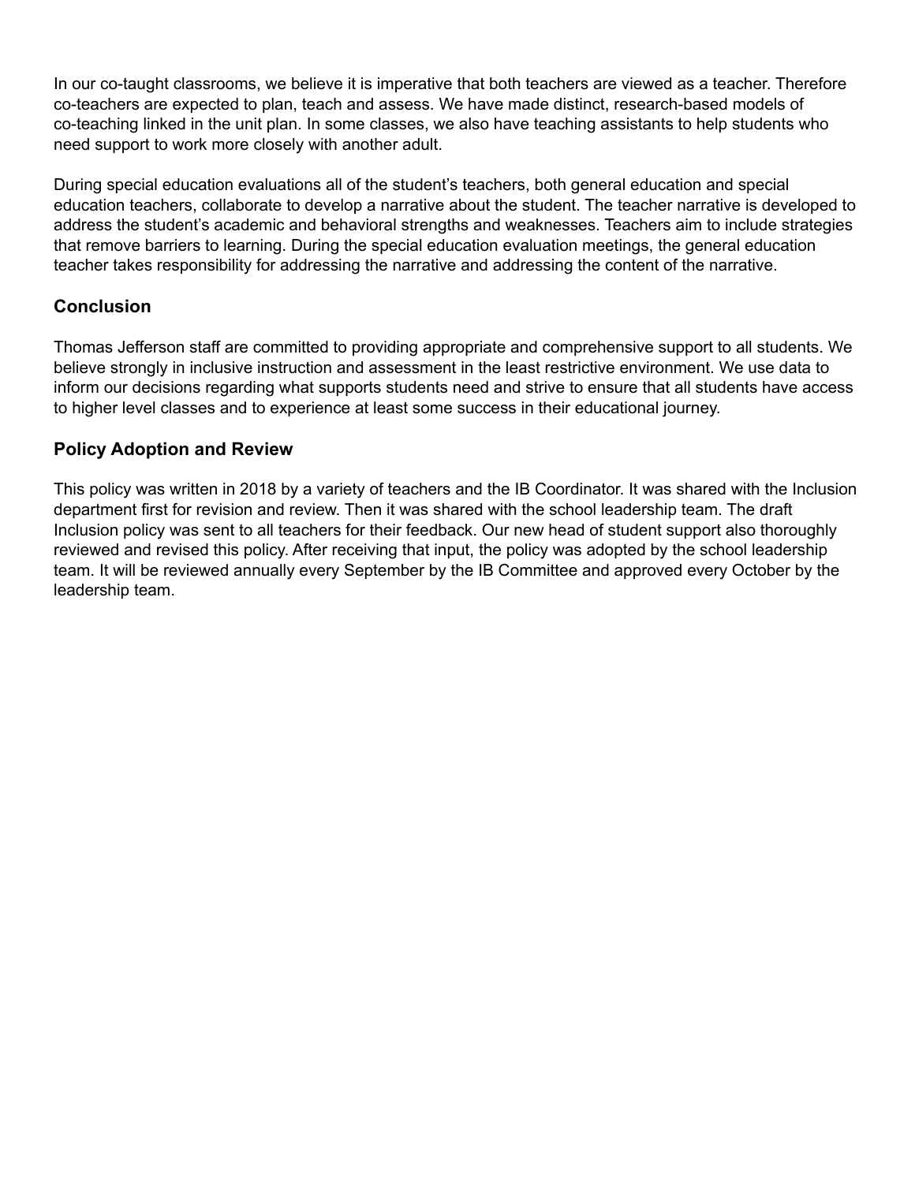In our co-taught classrooms, we believe it is imperative that both teachers are viewed as a teacher. Therefore co-teachers are expected to plan, teach and assess. We have made distinct, research-based models of co-teaching linked in the unit plan. In some classes, we also have teaching assistants to help students who need support to work more closely with another adult.

During special education evaluations all of the student's teachers, both general education and special education teachers, collaborate to develop a narrative about the student. The teacher narrative is developed to address the student's academic and behavioral strengths and weaknesses. Teachers aim to include strategies that remove barriers to learning. During the special education evaluation meetings, the general education teacher takes responsibility for addressing the narrative and addressing the content of the narrative.

## Conclusion

Thomas Jefferson staff are committed to providing appropriate and comprehensive support to all students. We believe strongly in inclusive instruction and assessment in the least restrictive environment. We use data to inform our decisions regarding what supports students need and strive to ensure that all students have access to higher level classes and to experience at least some success in their educational journey.

## Policy Adoption and Review

This policy was written in 2018 by a variety of teachers and the IB Coordinator. It was shared with the Inclusion department first for revision and review. Then it was shared with the school leadership team. The draft Inclusion policy was sent to all teachers for their feedback. Our new head of student support also thoroughly reviewed and revised this policy. After receiving that input, the policy was adopted by the school leadership team. It will be reviewed annually every September by the IB Committee and approved every October by the leadership team.